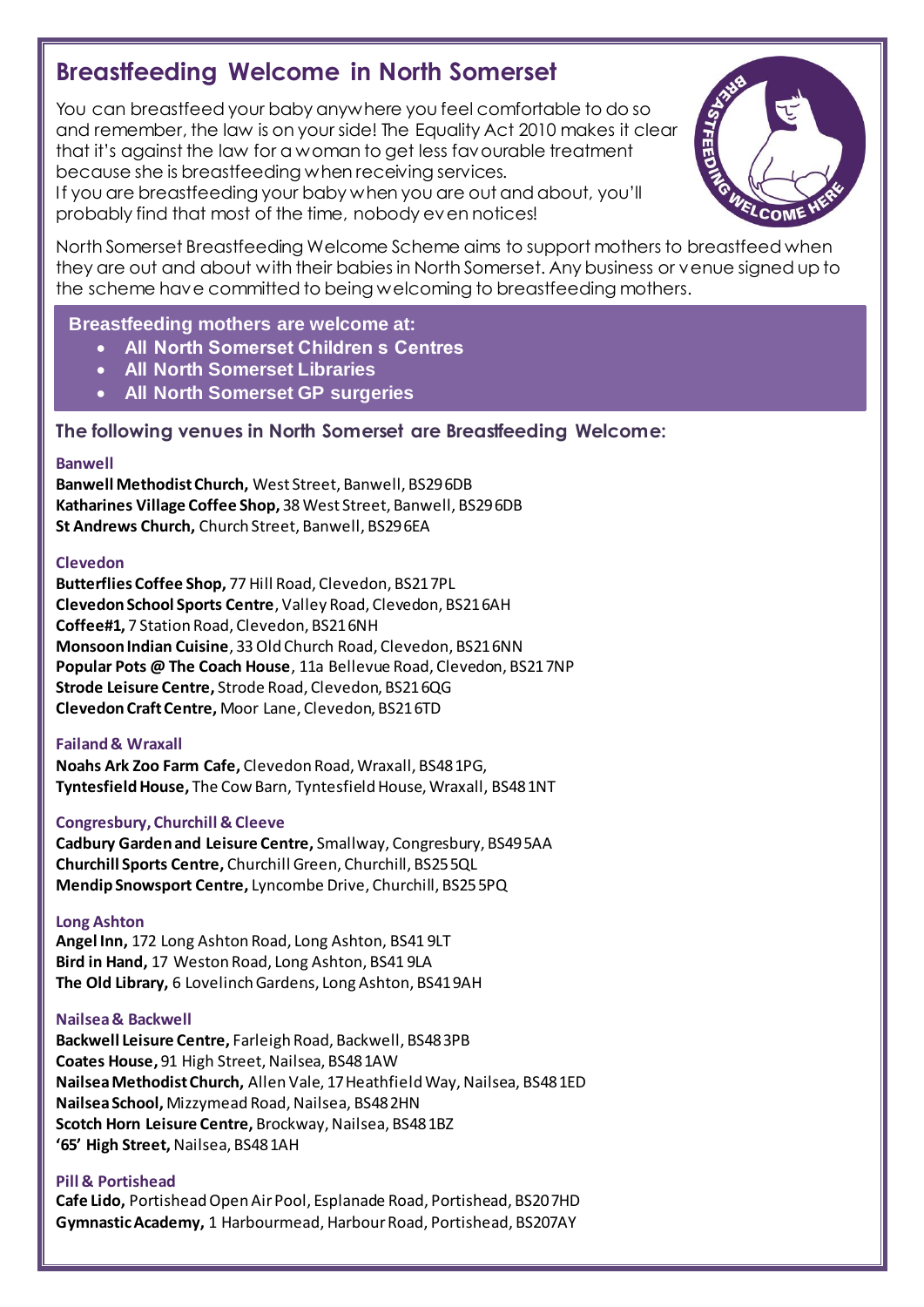# Breastfeeding Welcome in North Somerset

You can breastfeed your baby anywhere you feel comfortable to do so and remember, the law is on your side! The Equality Act 2010 makes it clear that it's against the law for a woman to get less favourable treatment because she is breastfeeding when receiving services.
If you are breastfeeding your baby when you are out and about, you'll probably find that most of the time, nobody even notices!

North Somerset Breastfeeding Welcome Scheme aims to support mothers to breastfeed when they are out and about with their babies in North Somerset. Any business or venue signed up to the scheme have committed to being welcoming to breastfeeding mothers.

**Breastfeeding mothers are welcome at:**

- **All North Somerset Children s Centres**
- **All North Somerset Libraries**
- **All North Somerset GP surgeries**

## The following venues in North Somerset are Breastfeeding Welcome:

### Banwell

**Banwell Methodist Church,** West Street, Banwell, BS29 6DB
**Katharines Village Coffee Shop,** 38 West Street, Banwell, BS29 6DB
**St Andrews Church,** Church Street, Banwell, BS29 6EA

### Clevedon

**Butterflies Coffee Shop,** 77 Hill Road, Clevedon, BS21 7PL
**Clevedon School Sports Centre**, Valley Road, Clevedon, BS21 6AH
**Coffee#1,** 7 Station Road, Clevedon, BS21 6NH
**Monsoon Indian Cuisine**, 33 Old Church Road, Clevedon, BS21 6NN
**Popular Pots @ The Coach House**, 11a Bellevue Road, Clevedon, BS21 7NP
**Strode Leisure Centre,** Strode Road, Clevedon, BS21 6QG
**Clevedon Craft Centre,** Moor Lane, Clevedon, BS21 6TD

### Failand & Wraxall

**Noahs Ark Zoo Farm Cafe,** Clevedon Road, Wraxall, BS48 1PG,
**Tyntesfield House,** The Cow Barn, Tyntesfield House, Wraxall, BS48 1NT

### Congresbury, Churchill & Cleeve

**Cadbury Garden and Leisure Centre,** Smallway, Congresbury, BS49 5AA
**Churchill Sports Centre,** Churchill Green, Churchill, BS25 5QL
**Mendip Snowsport Centre,** Lyncombe Drive, Churchill, BS25 5PQ

### Long Ashton

**Angel Inn,** 172 Long Ashton Road, Long Ashton, BS41 9LT
**Bird in Hand,** 17 Weston Road, Long Ashton, BS41 9LA
**The Old Library,** 6 Lovelinch Gardens, Long Ashton, BS41 9AH

### Nailsea & Backwell

**Backwell Leisure Centre,** Farleigh Road, Backwell, BS48 3PB
**Coates House,** 91 High Street, Nailsea, BS48 1AW
**Nailsea Methodist Church,** Allen Vale, 17 Heathfield Way, Nailsea, BS48 1ED
**Nailsea School,** Mizzymead Road, Nailsea, BS48 2HN
**Scotch Horn Leisure Centre,** Brockway, Nailsea, BS48 1BZ
**'65' High Street,** Nailsea, BS48 1AH

### Pill & Portishead

**Cafe Lido,** Portishead Open Air Pool, Esplanade Road, Portishead, BS20 7HD
**Gymnastic Academy,** 1 Harbourmead, Harbour Road, Portishead, BS207AY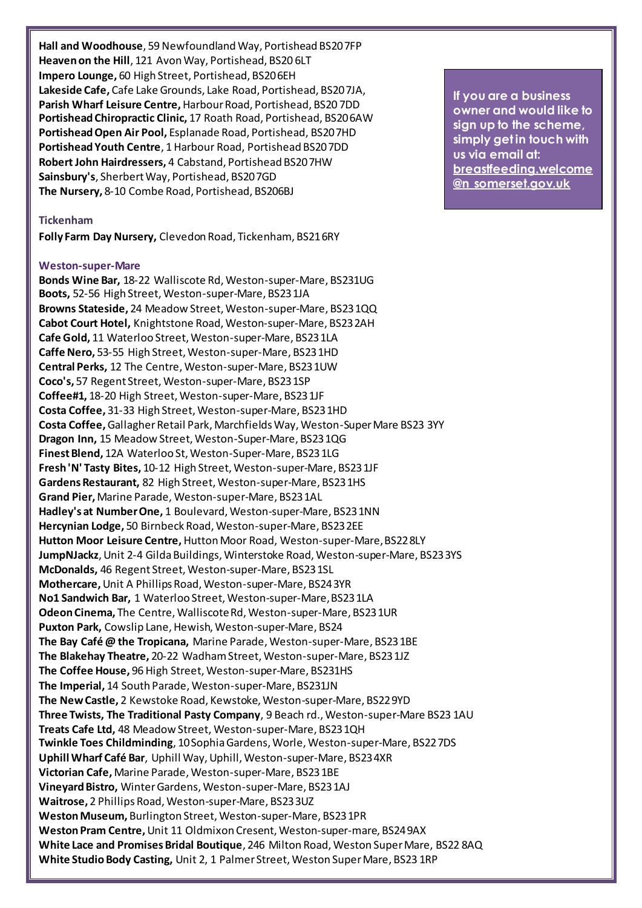**Hall and Woodhouse**, 59 Newfoundland Way, Portishead BS20 7FP
**Heaven on the Hill**, 121 Avon Way, Portishead, BS20 6LT
**Impero Lounge,** 60 High Street, Portishead, BS20 6EH
**Lakeside Cafe,** Cafe Lake Grounds, Lake Road, Portishead, BS20 7JA,
**Parish Wharf Leisure Centre,** Harbour Road, Portishead, BS20 7DD
**Portishead Chiropractic Clinic,** 17 Roath Road, Portishead, BS20 6AW
**Portishead Open Air Pool,** Esplanade Road, Portishead, BS20 7HD
**Portishead Youth Centre**, 1 Harbour Road, Portishead BS20 7DD
**Robert John Hairdressers,** 4 Cabstand, Portishead BS20 7HW
**Sainsbury's**, Sherbert Way, Portishead, BS20 7GD
**The Nursery,** 8-10 Combe Road, Portishead, BS206BJ

**If you are a business owner and would like to sign up to the scheme, simply get in touch with us via email at: breastfeeding.welcome@n somerset.gov.uk**

### Tickenham

**Folly Farm Day Nursery,** Clevedon Road, Tickenham, BS21 6RY

### Weston-super-Mare

**Bonds Wine Bar,** 18-22 Walliscote Rd, Weston-super-Mare, BS231UG
**Boots,** 52-56 High Street, Weston-super-Mare, BS23 1JA
**Browns Stateside,** 24 Meadow Street, Weston-super-Mare, BS23 1QQ
**Cabot Court Hotel,** Knightstone Road, Weston-super-Mare, BS23 2AH
**Cafe Gold,** 11 Waterloo Street, Weston-super-Mare, BS23 1LA
**Caffe Nero,** 53-55 High Street, Weston-super-Mare, BS23 1HD
**Central Perks,** 12 The Centre, Weston-super-Mare, BS23 1UW
**Coco's,** 57 Regent Street, Weston-super-Mare, BS23 1SP
**Coffee#1,** 18-20 High Street, Weston-super-Mare, BS23 1JF
**Costa Coffee,** 31-33 High Street, Weston-super-Mare, BS23 1HD
**Costa Coffee,** Gallagher Retail Park, Marchfields Way, Weston-Super Mare BS23 3YY
**Dragon Inn,** 15 Meadow Street, Weston-Super-Mare, BS23 1QG
**Finest Blend,** 12A Waterloo St, Weston-Super-Mare, BS23 1LG
**Fresh 'N' Tasty Bites,** 10-12 High Street, Weston-super-Mare, BS23 1JF
**Gardens Restaurant,** 82 High Street, Weston-super-Mare, BS23 1HS
**Grand Pier,** Marine Parade, Weston-super-Mare, BS23 1AL
**Hadley's at Number One,** 1 Boulevard, Weston-super-Mare, BS23 1NN
**Hercynian Lodge,** 50 Birnbeck Road, Weston-super-Mare, BS23 2EE
**Hutton Moor Leisure Centre,** Hutton Moor Road, Weston-super-Mare, BS22 8LY
**JumpNJackz**, Unit 2-4 Gilda Buildings, Winterstoke Road, Weston-super-Mare, BS23 3YS
**McDonalds,** 46 Regent Street, Weston-super-Mare, BS23 1SL
**Mothercare,** Unit A Phillips Road, Weston-super-Mare, BS24 3YR
**No1 Sandwich Bar,** 1 Waterloo Street, Weston-super-Mare, BS23 1LA
**Odeon Cinema,** The Centre, Walliscote Rd, Weston-super-Mare, BS23 1UR
**Puxton Park,** Cowslip Lane, Hewish, Weston-super-Mare, BS24
**The Bay Café @ the Tropicana,** Marine Parade, Weston-super-Mare, BS23 1BE
**The Blakehay Theatre,** 20-22 Wadham Street, Weston-super-Mare, BS23 1JZ
**The Coffee House,** 96 High Street, Weston-super-Mare, BS231HS
**The Imperial,** 14 South Parade, Weston-super-Mare, BS231JN
**The New Castle,** 2 Kewstoke Road, Kewstoke, Weston-super-Mare, BS22 9YD
**Three Twists, The Traditional Pasty Company**, 9 Beach rd., Weston-super-Mare BS23 1AU
**Treats Cafe Ltd,** 48 Meadow Street, Weston-super-Mare, BS23 1QH
**Twinkle Toes Childminding**, 10 Sophia Gardens, Worle, Weston-super-Mare, BS22 7DS
**Uphill Wharf Café Bar**, Uphill Way, Uphill, Weston-super-Mare, BS23 4XR
**Victorian Cafe,** Marine Parade, Weston-super-Mare, BS23 1BE
**Vineyard Bistro,** Winter Gardens, Weston-super-Mare, BS23 1AJ
**Waitrose,** 2 Phillips Road, Weston-super-Mare, BS23 3UZ
**Weston Museum,** Burlington Street, Weston-super-Mare, BS23 1PR
**Weston Pram Centre,** Unit 11 Oldmixon Cresent, Weston-super-mare, BS24 9AX
**White Lace and Promises Bridal Boutique**, 246 Milton Road, Weston Super Mare, BS22 8AQ
**White Studio Body Casting,** Unit 2, 1 Palmer Street, Weston Super Mare, BS23 1RP